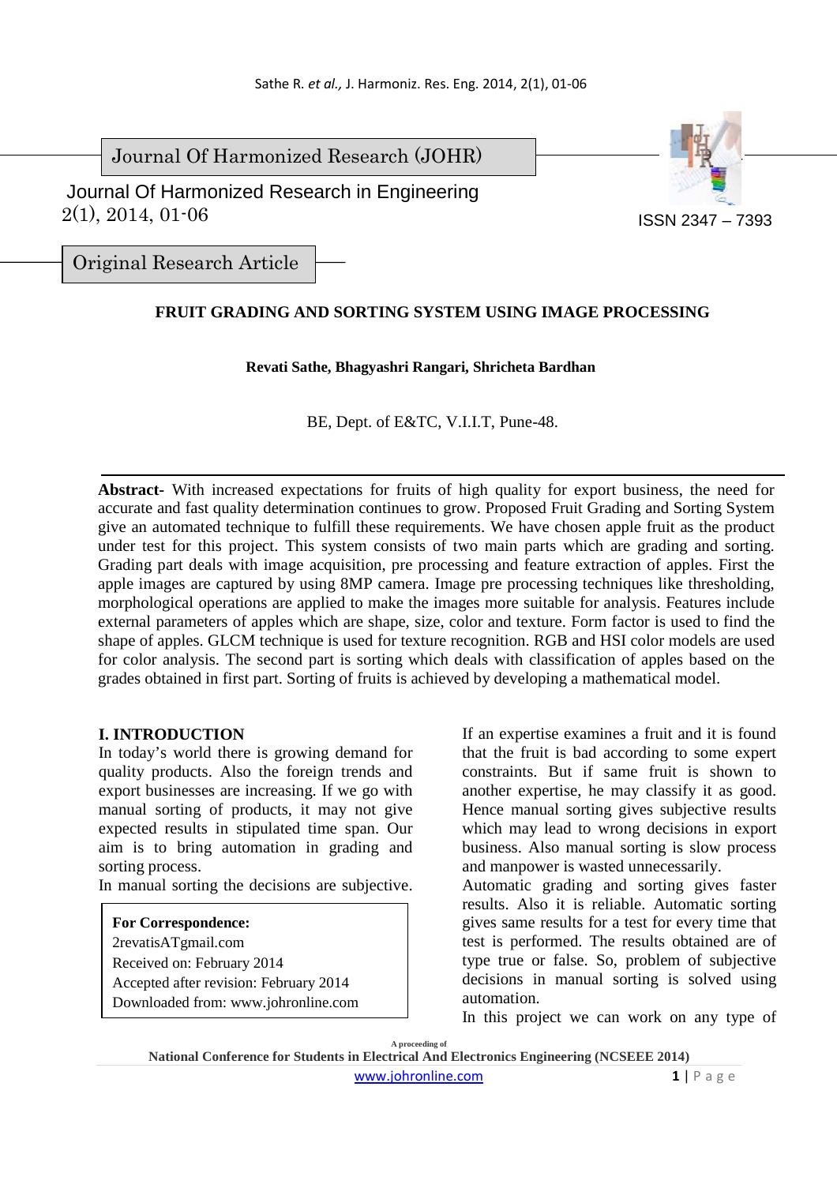Journal Of Harmonized Research (JOHR)

Journal Of Harmonized Research in Engineering
2(1), 2014, 01-06

ISSN 2347 – 7393

Original Research Article

# FRUIT GRADING AND SORTING SYSTEM USING IMAGE PROCESSING

**Revati Sathe, Bhagyashri Rangari, Shricheta Bardhan**

BE, Dept. of E&TC, V.I.I.T, Pune-48.

**Abstract-** With increased expectations for fruits of high quality for export business, the need for accurate and fast quality determination continues to grow. Proposed Fruit Grading and Sorting System give an automated technique to fulfill these requirements. We have chosen apple fruit as the product under test for this project. This system consists of two main parts which are grading and sorting. Grading part deals with image acquisition, pre processing and feature extraction of apples. First the apple images are captured by using 8MP camera. Image pre processing techniques like thresholding, morphological operations are applied to make the images more suitable for analysis. Features include external parameters of apples which are shape, size, color and texture. Form factor is used to find the shape of apples. GLCM technique is used for texture recognition. RGB and HSI color models are used for color analysis. The second part is sorting which deals with classification of apples based on the grades obtained in first part. Sorting of fruits is achieved by developing a mathematical model.

## I. INTRODUCTION

In today's world there is growing demand for quality products. Also the foreign trends and export businesses are increasing. If we go with manual sorting of products, it may not give expected results in stipulated time span. Our aim is to bring automation in grading and sorting process.

In manual sorting the decisions are subjective.

**For Correspondence:**
2revatisATgmail.com
Received on: February 2014
Accepted after revision: February 2014
Downloaded from: www.johronline.com

If an expertise examines a fruit and it is found that the fruit is bad according to some expert constraints. But if same fruit is shown to another expertise, he may classify it as good. Hence manual sorting gives subjective results which may lead to wrong decisions in export business. Also manual sorting is slow process and manpower is wasted unnecessarily.

Automatic grading and sorting gives faster results. Also it is reliable. Automatic sorting gives same results for a test for every time that test is performed. The results obtained are of type true or false. So, problem of subjective decisions in manual sorting is solved using automation.

In this project we can work on any type of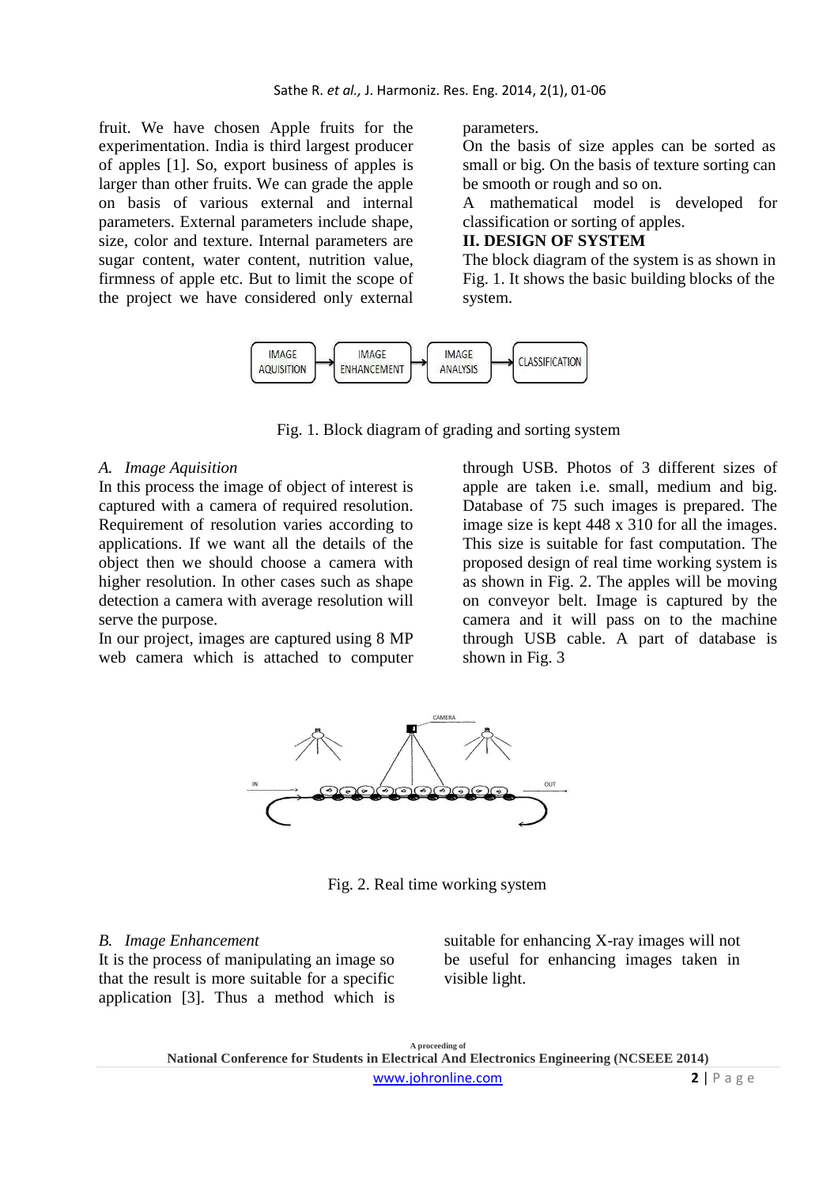fruit. We have chosen Apple fruits for the experimentation. India is third largest producer of apples [1]. So, export business of apples is larger than other fruits. We can grade the apple on basis of various external and internal parameters. External parameters include shape, size, color and texture. Internal parameters are sugar content, water content, nutrition value, firmness of apple etc. But to limit the scope of the project we have considered only external parameters.

On the basis of size apples can be sorted as small or big. On the basis of texture sorting can be smooth or rough and so on.

A mathematical model is developed for classification or sorting of apples.

## II. DESIGN OF SYSTEM

The block diagram of the system is as shown in Fig. 1. It shows the basic building blocks of the system.

IMAGE AQUISITION → IMAGE ENHANCEMENT → IMAGE ANALYSIS → CLASSIFICATION

Fig. 1. Block diagram of grading and sorting system

### *A. Image Aquisition*

In this process the image of object of interest is captured with a camera of required resolution. Requirement of resolution varies according to applications. If we want all the details of the object then we should choose a camera with higher resolution. In other cases such as shape detection a camera with average resolution will serve the purpose.

In our project, images are captured using 8 MP web camera which is attached to computer through USB. Photos of 3 different sizes of apple are taken i.e. small, medium and big. Database of 75 such images is prepared. The image size is kept 448 x 310 for all the images. This size is suitable for fast computation. The proposed design of real time working system is as shown in Fig. 2. The apples will be moving on conveyor belt. Image is captured by the camera and it will pass on to the machine through USB cable. A part of database is shown in Fig. 3

Fig. 2. Real time working system

### *B. Image Enhancement*

It is the process of manipulating an image so that the result is more suitable for a specific application [3]. Thus a method which is suitable for enhancing X-ray images will not be useful for enhancing images taken in visible light.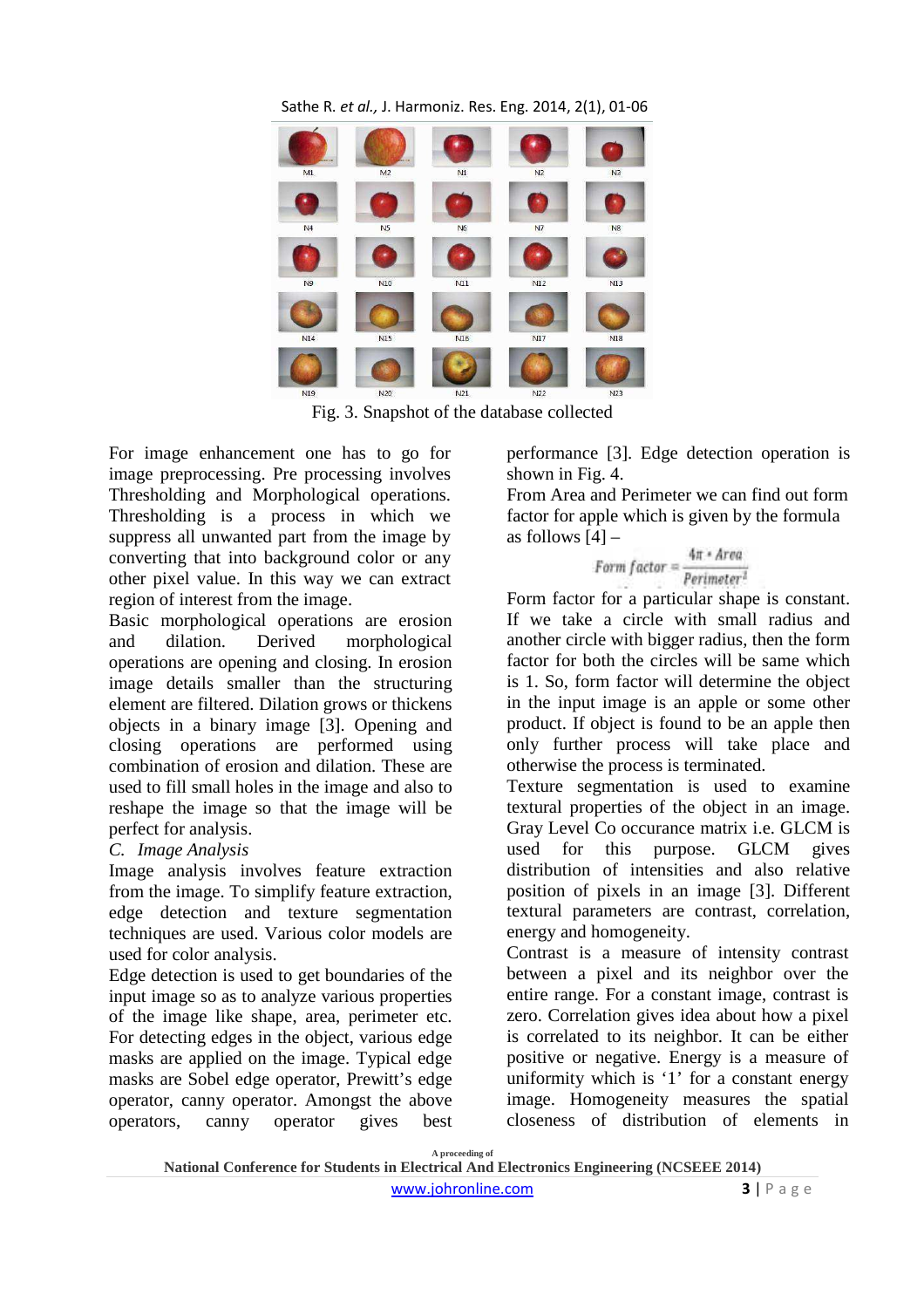Fig. 3. Snapshot of the database collected

For image enhancement one has to go for image preprocessing. Pre processing involves Thresholding and Morphological operations. Thresholding is a process in which we suppress all unwanted part from the image by converting that into background color or any other pixel value. In this way we can extract region of interest from the image.

Basic morphological operations are erosion and dilation. Derived morphological operations are opening and closing. In erosion image details smaller than the structuring element are filtered. Dilation grows or thickens objects in a binary image [3]. Opening and closing operations are performed using combination of erosion and dilation. These are used to fill small holes in the image and also to reshape the image so that the image will be perfect for analysis.

*C. Image Analysis*

Image analysis involves feature extraction from the image. To simplify feature extraction, edge detection and texture segmentation techniques are used. Various color models are used for color analysis.

Edge detection is used to get boundaries of the input image so as to analyze various properties of the image like shape, area, perimeter etc. For detecting edges in the object, various edge masks are applied on the image. Typical edge masks are Sobel edge operator, Prewitt's edge operator, canny operator. Amongst the above operators, canny operator gives best performance [3]. Edge detection operation is shown in Fig. 4.

From Area and Perimeter we can find out form factor for apple which is given by the formula as follows [4] –

$$Form\ factor = \frac{4\pi * Area}{Perimeter^2}$$

Form factor for a particular shape is constant. If we take a circle with small radius and another circle with bigger radius, then the form factor for both the circles will be same which is 1. So, form factor will determine the object in the input image is an apple or some other product. If object is found to be an apple then only further process will take place and otherwise the process is terminated.

Texture segmentation is used to examine textural properties of the object in an image. Gray Level Co occurance matrix i.e. GLCM is used for this purpose. GLCM gives distribution of intensities and also relative position of pixels in an image [3]. Different textural parameters are contrast, correlation, energy and homogeneity.

Contrast is a measure of intensity contrast between a pixel and its neighbor over the entire range. For a constant image, contrast is zero. Correlation gives idea about how a pixel is correlated to its neighbor. It can be either positive or negative. Energy is a measure of uniformity which is '1' for a constant energy image. Homogeneity measures the spatial closeness of distribution of elements in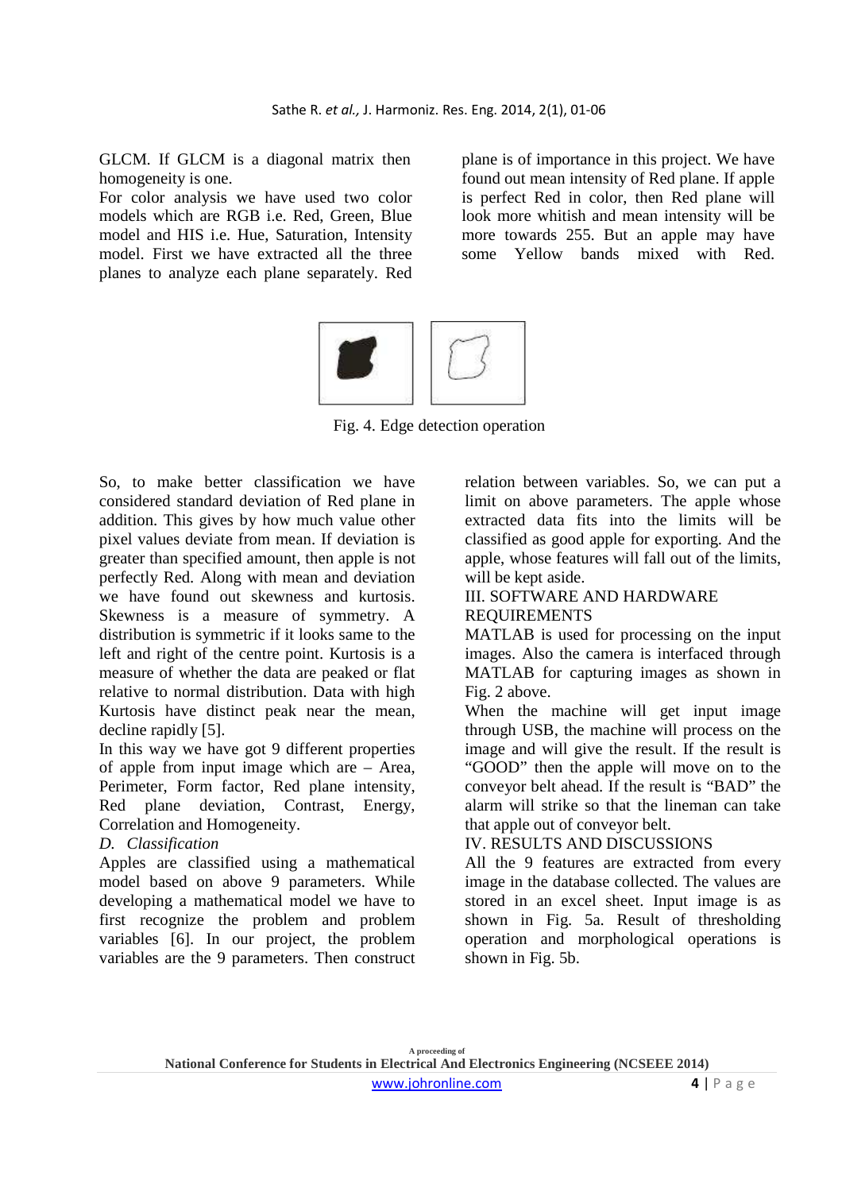GLCM. If GLCM is a diagonal matrix then homogeneity is one.

For color analysis we have used two color models which are RGB i.e. Red, Green, Blue model and HIS i.e. Hue, Saturation, Intensity model. First we have extracted all the three planes to analyze each plane separately. Red plane is of importance in this project. We have found out mean intensity of Red plane. If apple is perfect Red in color, then Red plane will look more whitish and mean intensity will be more towards 255. But an apple may have some Yellow bands mixed with Red.

Fig. 4. Edge detection operation

So, to make better classification we have considered standard deviation of Red plane in addition. This gives by how much value other pixel values deviate from mean. If deviation is greater than specified amount, then apple is not perfectly Red. Along with mean and deviation we have found out skewness and kurtosis. Skewness is a measure of symmetry. A distribution is symmetric if it looks same to the left and right of the centre point. Kurtosis is a measure of whether the data are peaked or flat relative to normal distribution. Data with high Kurtosis have distinct peak near the mean, decline rapidly [5].

In this way we have got 9 different properties of apple from input image which are – Area, Perimeter, Form factor, Red plane intensity, Red plane deviation, Contrast, Energy, Correlation and Homogeneity.

### *D. Classification*

Apples are classified using a mathematical model based on above 9 parameters. While developing a mathematical model we have to first recognize the problem and problem variables [6]. In our project, the problem variables are the 9 parameters. Then construct relation between variables. So, we can put a limit on above parameters. The apple whose extracted data fits into the limits will be classified as good apple for exporting. And the apple, whose features will fall out of the limits, will be kept aside.

## III. SOFTWARE AND HARDWARE REQUIREMENTS

MATLAB is used for processing on the input images. Also the camera is interfaced through MATLAB for capturing images as shown in Fig. 2 above.

When the machine will get input image through USB, the machine will process on the image and will give the result. If the result is "GOOD" then the apple will move on to the conveyor belt ahead. If the result is "BAD" the alarm will strike so that the lineman can take that apple out of conveyor belt.

## IV. RESULTS AND DISCUSSIONS

All the 9 features are extracted from every image in the database collected. The values are stored in an excel sheet. Input image is as shown in Fig. 5a. Result of thresholding operation and morphological operations is shown in Fig. 5b.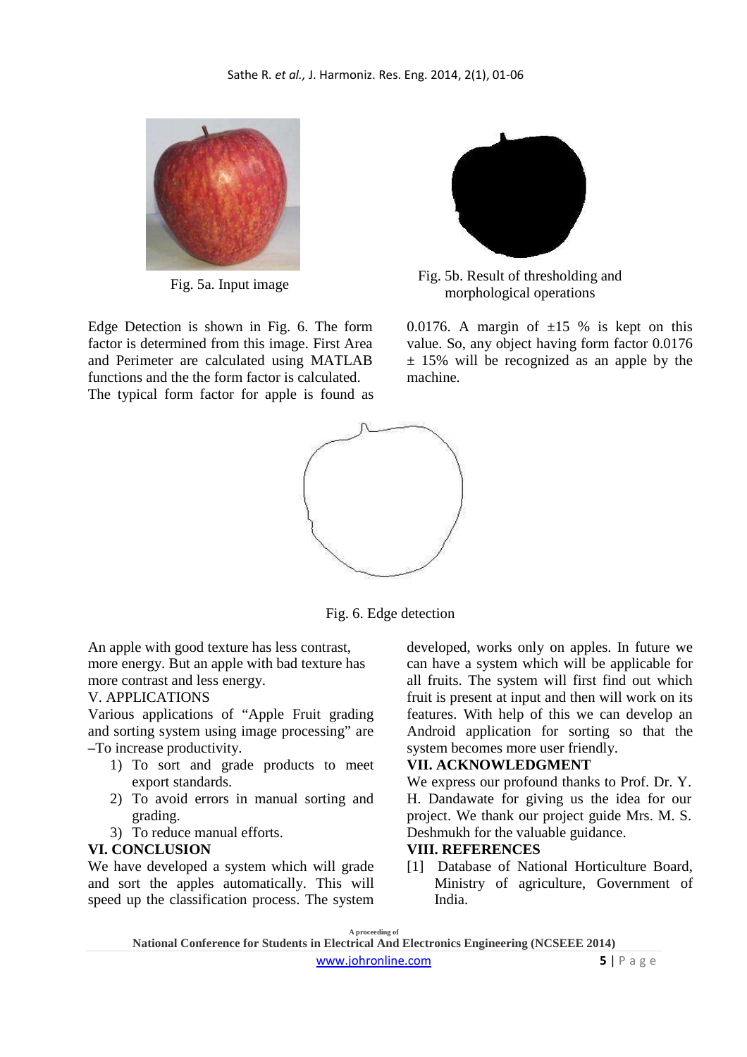Fig. 5a. Input image

Fig. 5b. Result of thresholding and morphological operations

Edge Detection is shown in Fig. 6. The form factor is determined from this image. First Area and Perimeter are calculated using MATLAB functions and the the form factor is calculated. The typical form factor for apple is found as 0.0176. A margin of ±15 % is kept on this value. So, any object having form factor 0.0176 ± 15% will be recognized as an apple by the machine.

Fig. 6. Edge detection

An apple with good texture has less contrast, more energy. But an apple with bad texture has more contrast and less energy.

## V. APPLICATIONS

Various applications of "Apple Fruit grading and sorting system using image processing" are –To increase productivity.

1) To sort and grade products to meet export standards.
2) To avoid errors in manual sorting and grading.
3) To reduce manual efforts.

## VI. CONCLUSION

We have developed a system which will grade and sort the apples automatically. This will speed up the classification process. The system developed, works only on apples. In future we can have a system which will be applicable for all fruits. The system will first find out which fruit is present at input and then will work on its features. With help of this we can develop an Android application for sorting so that the system becomes more user friendly.

## VII. ACKNOWLEDGMENT

We express our profound thanks to Prof. Dr. Y. H. Dandawate for giving us the idea for our project. We thank our project guide Mrs. M. S. Deshmukh for the valuable guidance.

## VIII. REFERENCES

[1] Database of National Horticulture Board, Ministry of agriculture, Government of India.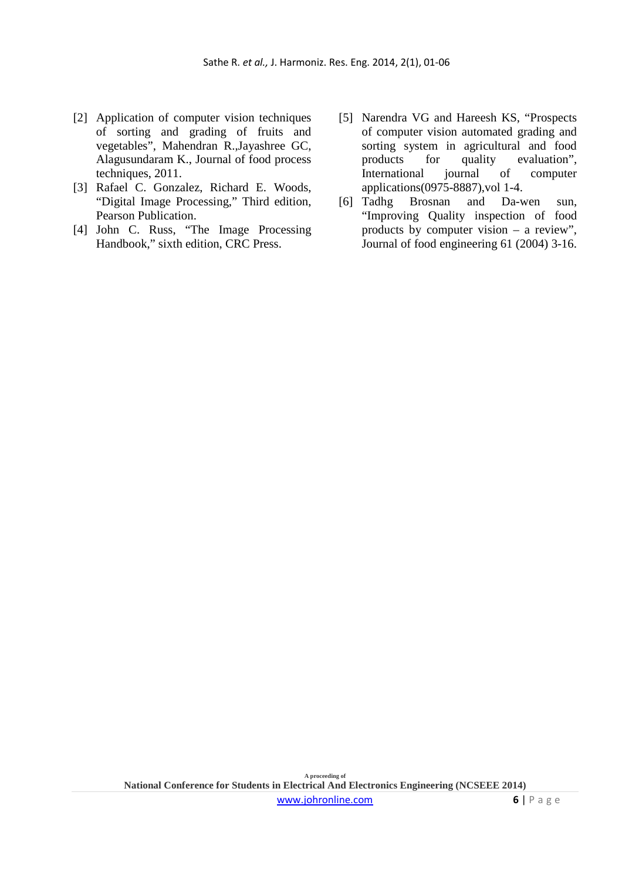[2] Application of computer vision techniques of sorting and grading of fruits and vegetables", Mahendran R.,Jayashree GC, Alagusundaram K., Journal of food process techniques, 2011.

[3] Rafael C. Gonzalez, Richard E. Woods, "Digital Image Processing," Third edition, Pearson Publication.

[4] John C. Russ, "The Image Processing Handbook," sixth edition, CRC Press.

[5] Narendra VG and Hareesh KS, "Prospects of computer vision automated grading and sorting system in agricultural and food products for quality evaluation", International journal of computer applications(0975-8887),vol 1-4.

[6] Tadhg Brosnan and Da-wen sun, "Improving Quality inspection of food products by computer vision – a review", Journal of food engineering 61 (2004) 3-16.